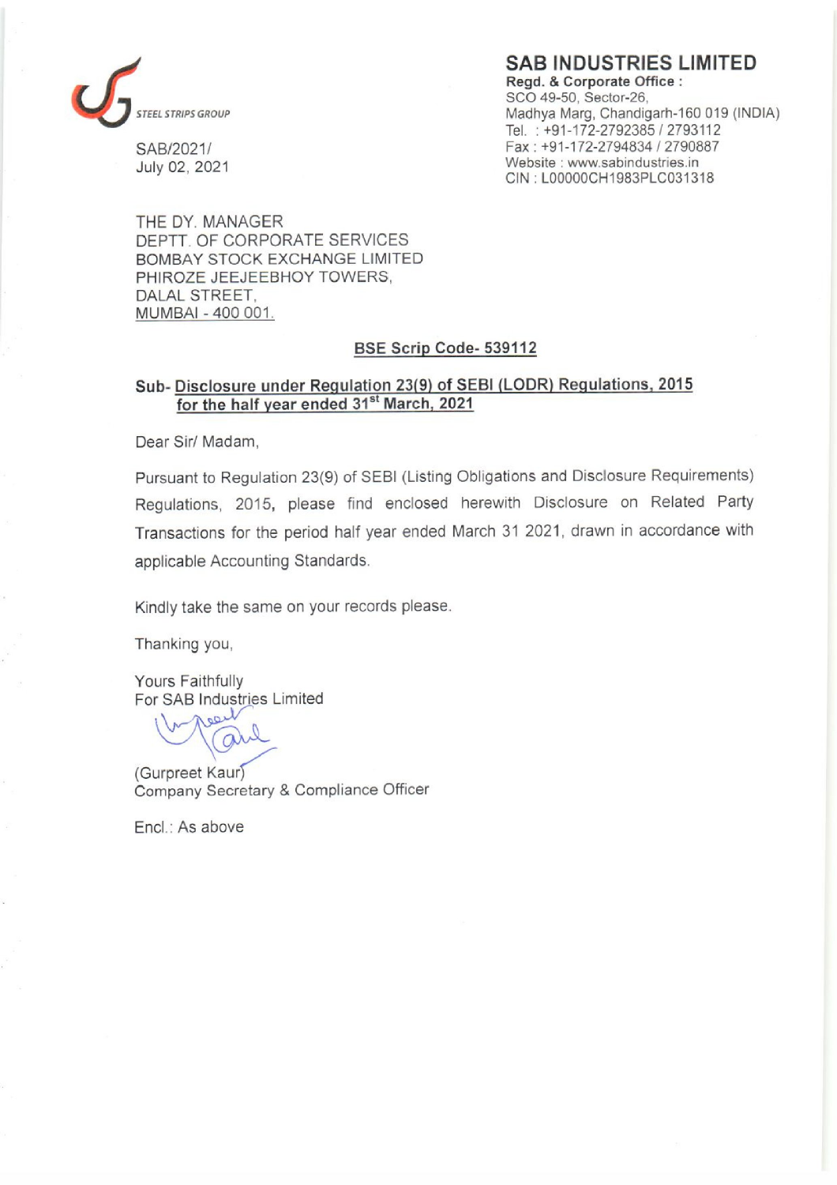STEEL STRIPS GROUP

# SAB INDUSTRIES LIMITED

**Regd. & Corporate Office :**
SCO 49-50, Sector-26,
Madhya Marg, Chandigarh-160 019 (INDIA)
Tel. : +91-172-2792385 / 2793112
Fax : +91-172-2794834 / 2790887
Website : www.sabindustries.in
CIN : L00000CH1983PLC031318

SAB/2021/
July 02, 2021

THE DY. MANAGER
DEPTT. OF CORPORATE SERVICES
BOMBAY STOCK EXCHANGE LIMITED
PHIROZE JEEJEEBHOY TOWERS,
DALAL STREET,
MUMBAI - 400 001.

**BSE Scrip Code- 539112**

**Sub- Disclosure under Regulation 23(9) of SEBI (LODR) Regulations, 2015 for the half year ended 31st March, 2021**

Dear Sir/ Madam,

Pursuant to Regulation 23(9) of SEBI (Listing Obligations and Disclosure Requirements) Regulations, 2015, please find enclosed herewith Disclosure on Related Party Transactions for the period half year ended March 31 2021, drawn in accordance with applicable Accounting Standards.

Kindly take the same on your records please.

Thanking you,

Yours Faithfully
For SAB Industries Limited

(Gurpreet Kaur)
Company Secretary & Compliance Officer

Encl.: As above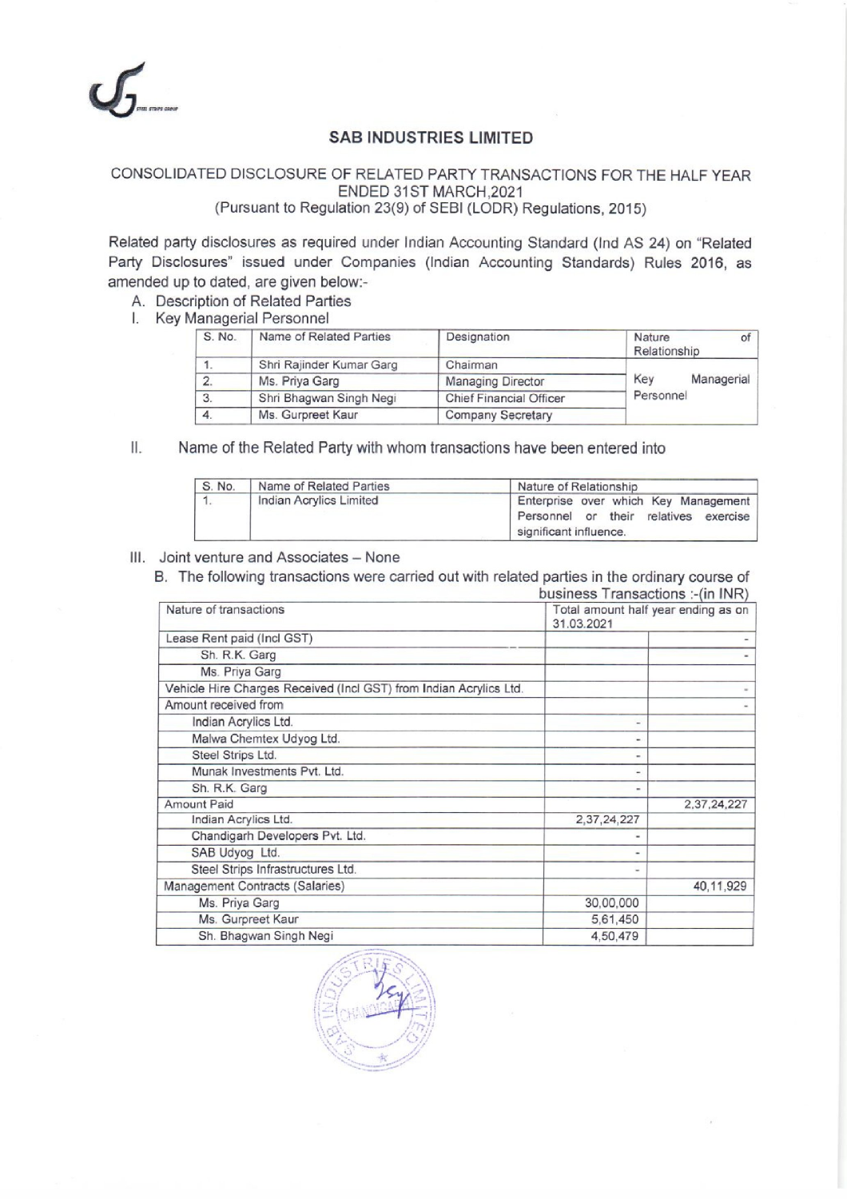## SAB INDUSTRIES LIMITED

CONSOLIDATED DISCLOSURE OF RELATED PARTY TRANSACTIONS FOR THE HALF YEAR ENDED 31ST MARCH,2021
(Pursuant to Regulation 23(9) of SEBI (LODR) Regulations, 2015)

Related party disclosures as required under Indian Accounting Standard (Ind AS 24) on "Related Party Disclosures" issued under Companies (Indian Accounting Standards) Rules 2016, as amended up to dated, are given below:-

A. Description of Related Parties

I. Key Managerial Personnel

| S. No. | Name of Related Parties | Designation | Nature of Relationship |
|---|---|---|---|
| 1. | Shri Rajinder Kumar Garg | Chairman | Key Managerial Personnel |
| 2. | Ms. Priya Garg | Managing Director | |
| 3. | Shri Bhagwan Singh Negi | Chief Financial Officer | |
| 4. | Ms. Gurpreet Kaur | Company Secretary | |

II. Name of the Related Party with whom transactions have been entered into

| S. No. | Name of Related Parties | Nature of Relationship |
|---|---|---|
| 1. | Indian Acrylics Limited | Enterprise over which Key Management Personnel or their relatives exercise significant influence. |

III. Joint venture and Associates – None

B. The following transactions were carried out with related parties in the ordinary course of business Transactions :-(in INR)

| Nature of transactions | Total amount half year ending as on 31.03.2021 | |
|---|---|---|
| Lease Rent paid (Incl GST) | | - |
| Sh. R.K. Garg | | - |
| Ms. Priya Garg | | |
| Vehicle Hire Charges Received (Incl GST) from Indian Acrylics Ltd. | | - |
| Amount received from | | - |
| Indian Acrylics Ltd. | - | |
| Malwa Chemtex Udyog Ltd. | - | |
| Steel Strips Ltd. | - | |
| Munak Investments Pvt. Ltd. | - | |
| Sh. R.K. Garg | - | |
| Amount Paid | | 2,37,24,227 |
| Indian Acrylics Ltd. | 2,37,24,227 | |
| Chandigarh Developers Pvt. Ltd. | - | |
| SAB Udyog Ltd. | - | |
| Steel Strips Infrastructures Ltd. | - | |
| Management Contracts (Salaries) | | 40,11,929 |
| Ms. Priya Garg | 30,00,000 | |
| Ms. Gurpreet Kaur | 5,61,450 | |
| Sh. Bhagwan Singh Negi | 4,50,479 | |